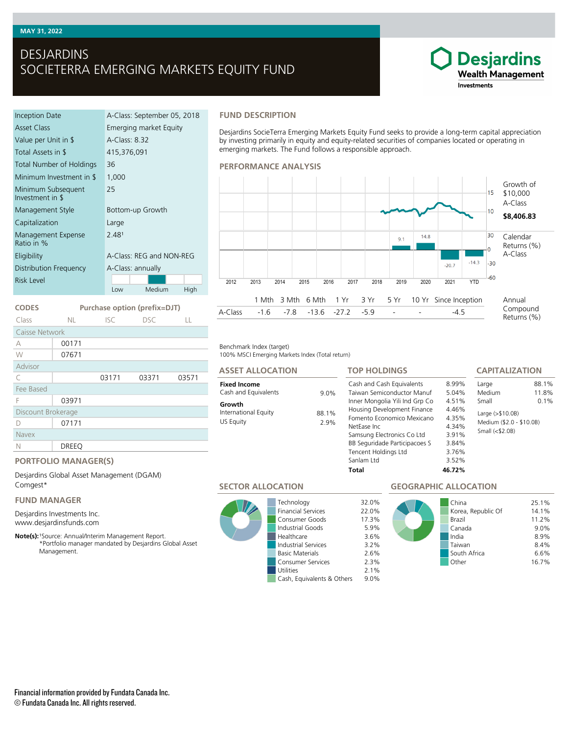MAY 31, 2022

# DESJARDINS SOCIETERRA EMERGING MARKETS EQUITY FUND

Desjardins Wealth Management Investments

| | |
|---|---|
| Inception Date | A-Class: September 05, 2018 |
| Asset Class | Emerging market Equity |
| Value per Unit in $ | A-Class: 8.32 |
| Total Assets in $ | 415,376,091 |
| Total Number of Holdings | 36 |
| Minimum Investment in $ | 1,000 |
| Minimum Subsequent Investment in $ | 25 |
| Management Style | Bottom-up Growth |
| Capitalization | Large |
| Management Expense Ratio in % | 2.48[1] |
| Eligibility | A-Class: REG and NON-REG |
| Distribution Frequency | A-Class: annually |
| Risk Level | Low Medium High |

## CODES

| Class | NL | ISC | DSC | LL |
|---|---|---|---|---|
| Caisse Network | | | | |
| A | 00171 | | | |
| W | 07671 | | | |
| Advisor | | | | |
| C | | 03171 | 03371 | 03571 |
| Fee Based | | | | |
| F | 03971 | | | |
| Discount Brokerage | | | | |
| D | 07171 | | | |
| Navex | | | | |
| N | DREEQ | | | |

Purchase option (prefix=DJT)

## PORTFOLIO MANAGER(S)

Desjardins Global Asset Management (DGAM)
Comgest*

## FUND MANAGER

Desjardins Investments Inc.
www.desjardinsfunds.com

**Note(s):** [1]Source: Annual/Interim Management Report.
*Portfolio manager mandated by Desjardins Global Asset Management.

## FUND DESCRIPTION

Desjardins SocieTerra Emerging Markets Equity Fund seeks to provide a long-term capital appreciation by investing primarily in equity and equity-related securities of companies located or operating in emerging markets. The Fund follows a responsible approach.

## PERFORMANCE ANALYSIS

Growth of $10,000 A-Class
$8,406.83

15
10

Calendar Returns (%) A-Class

30
0
-30
-60

9.1
14.8
-20.7
-14.3

2012 2013 2014 2015 2016 2017 2018 2019 2020 2021 YTD

| | 1 Mth | 3 Mth | 6 Mth | 1 Yr | 3 Yr | 5 Yr | 10 Yr | Since Inception |
|---|---|---|---|---|---|---|---|---|
| A-Class | -1.6 | -7.8 | -13.6 | -27.2 | -5.9 | - | - | -4.5 |

Annual Compound Returns (%)

Benchmark Index (target)
100% MSCI Emerging Markets Index (Total return)

## ASSET ALLOCATION

| | |
|---|---|
| **Fixed Income** | |
| Cash and Equivalents | 9.0% |
| **Growth** | |
| International Equity | 88.1% |
| US Equity | 2.9% |

## TOP HOLDINGS

| | |
|---|---|
| Cash and Cash Equivalents | 8.99% |
| Taiwan Semiconductor Manuf | 5.04% |
| Inner Mongolia Yili Ind Grp Co | 4.51% |
| Housing Development Finance | 4.46% |
| Fomento Economico Mexicano | 4.35% |
| NetEase Inc | 4.34% |
| Samsung Electronics Co Ltd | 3.91% |
| BB Seguridade Participacoes S | 3.84% |
| Tencent Holdings Ltd | 3.76% |
| Sanlam Ltd | 3.52% |
| **Total** | **46.72%** |

## CAPITALIZATION

| | |
|---|---|
| Large | 88.1% |
| Medium | 11.8% |
| Small | 0.1% |

Large (>$10.0B)
Medium ($2.0 - $10.0B)
Small (<$2.0B)

## SECTOR ALLOCATION

| | |
|---|---|
| Technology | 32.0% |
| Financial Services | 22.0% |
| Consumer Goods | 17.3% |
| Industrial Goods | 5.9% |
| Healthcare | 3.6% |
| Industrial Services | 3.2% |
| Basic Materials | 2.6% |
| Consumer Services | 2.3% |
| Utilities | 2.1% |
| Cash, Equivalents & Others | 9.0% |

## GEOGRAPHIC ALLOCATION

| | |
|---|---|
| China | 25.1% |
| Korea, Republic Of | 14.1% |
| Brazil | 11.2% |
| Canada | 9.0% |
| India | 8.9% |
| Taiwan | 8.4% |
| South Africa | 6.6% |
| Other | 16.7% |

Financial information provided by Fundata Canada Inc.
© Fundata Canada Inc. All rights reserved.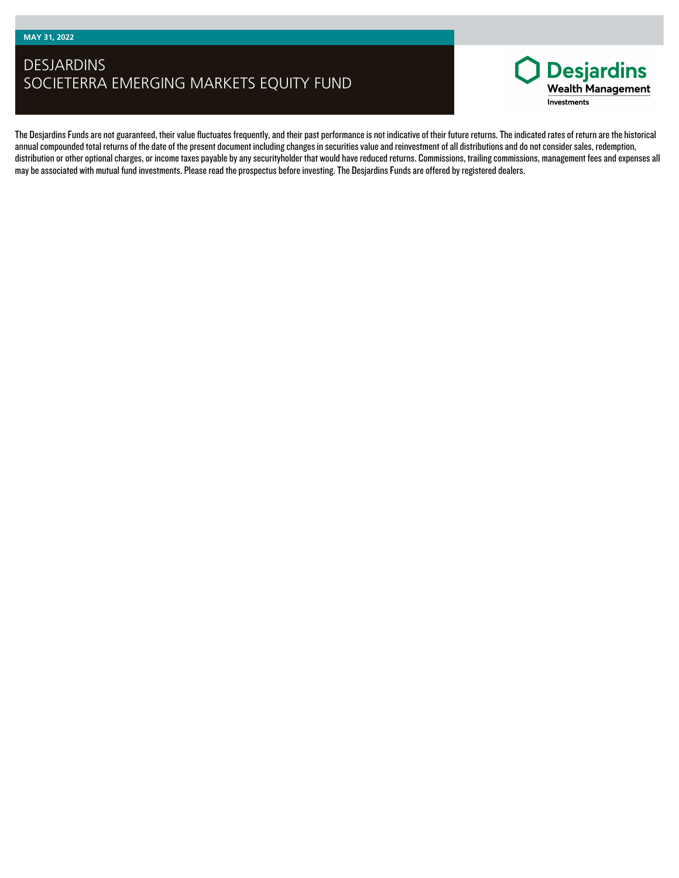MAY 31, 2022

# DESJARDINS SOCIETERRA EMERGING MARKETS EQUITY FUND

The Desjardins Funds are not guaranteed, their value fluctuates frequently, and their past performance is not indicative of their future returns. The indicated rates of return are the historical annual compounded total returns of the date of the present document including changes in securities value and reinvestment of all distributions and do not consider sales, redemption, distribution or other optional charges, or income taxes payable by any securityholder that would have reduced returns. Commissions, trailing commissions, management fees and expenses all may be associated with mutual fund investments. Please read the prospectus before investing. The Desjardins Funds are offered by registered dealers.